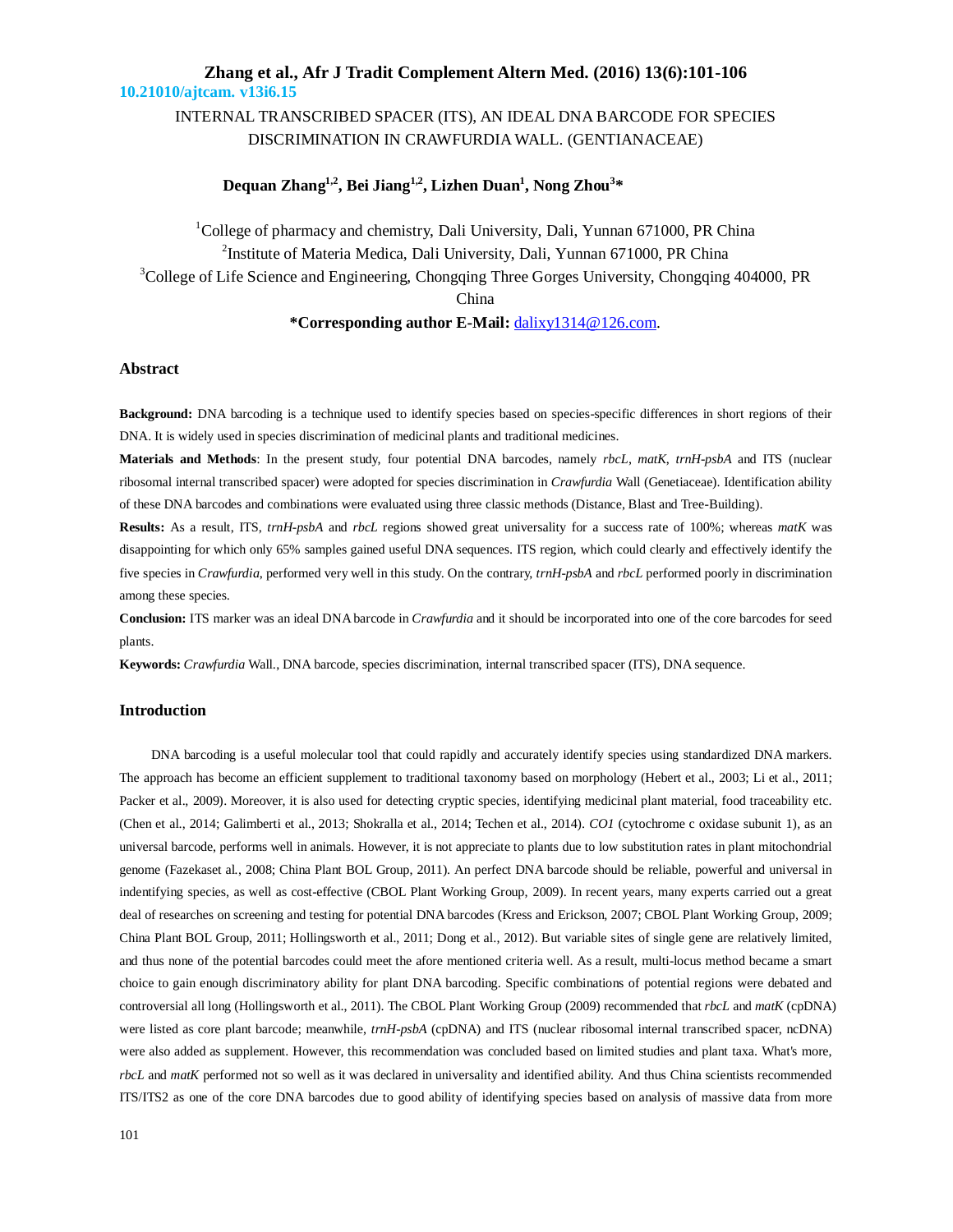10.21010/ajtcam. v13i6.15

# INTERNAL TRANSCRIBED SPACER (ITS), AN IDEAL DNA BARCODE FOR SPECIES DISCRIMINATION IN CRAWFURDIA WALL. (GENTIANACEAE)

**Dequan Zhang[1,2], Bei Jiang[1,2], Lizhen Duan[1], Nong Zhou[3]***

[1]College of pharmacy and chemistry, Dali University, Dali, Yunnan 671000, PR China
[2]Institute of Materia Medica, Dali University, Dali, Yunnan 671000, PR China
[3]College of Life Science and Engineering, Chongqing Three Gorges University, Chongqing 404000, PR China

***Corresponding author E-Mail:** dalixy1314@126.com.

## Abstract

**Background:** DNA barcoding is a technique used to identify species based on species-specific differences in short regions of their DNA. It is widely used in species discrimination of medicinal plants and traditional medicines.

**Materials and Methods**: In the present study, four potential DNA barcodes, namely *rbcL*, *matK*, *trnH-psbA* and ITS (nuclear ribosomal internal transcribed spacer) were adopted for species discrimination in *Crawfurdia* Wall (Genetiaceae). Identification ability of these DNA barcodes and combinations were evaluated using three classic methods (Distance, Blast and Tree-Building).

**Results:** As a result, ITS, *trnH-psbA* and *rbcL* regions showed great universality for a success rate of 100%; whereas *matK* was disappointing for which only 65% samples gained useful DNA sequences. ITS region, which could clearly and effectively identify the five species in *Crawfurdia*, performed very well in this study. On the contrary, *trnH-psbA* and *rbcL* performed poorly in discrimination among these species.

**Conclusion:** ITS marker was an ideal DNA barcode in *Crawfurdia* and it should be incorporated into one of the core barcodes for seed plants.

**Keywords:** *Crawfurdia* Wall., DNA barcode, species discrimination, internal transcribed spacer (ITS), DNA sequence.

## Introduction

DNA barcoding is a useful molecular tool that could rapidly and accurately identify species using standardized DNA markers. The approach has become an efficient supplement to traditional taxonomy based on morphology (Hebert et al., 2003; Li et al., 2011; Packer et al., 2009). Moreover, it is also used for detecting cryptic species, identifying medicinal plant material, food traceability etc. (Chen et al., 2014; Galimberti et al., 2013; Shokralla et al., 2014; Techen et al., 2014). *CO1* (cytochrome c oxidase subunit 1), as an universal barcode, performs well in animals. However, it is not appreciate to plants due to low substitution rates in plant mitochondrial genome (Fazekaset al., 2008; China Plant BOL Group, 2011). An perfect DNA barcode should be reliable, powerful and universal in indentifying species, as well as cost-effective (CBOL Plant Working Group, 2009). In recent years, many experts carried out a great deal of researches on screening and testing for potential DNA barcodes (Kress and Erickson, 2007; CBOL Plant Working Group, 2009; China Plant BOL Group, 2011; Hollingsworth et al., 2011; Dong et al., 2012). But variable sites of single gene are relatively limited, and thus none of the potential barcodes could meet the afore mentioned criteria well. As a result, multi-locus method became a smart choice to gain enough discriminatory ability for plant DNA barcoding. Specific combinations of potential regions were debated and controversial all long (Hollingsworth et al., 2011). The CBOL Plant Working Group (2009) recommended that *rbcL* and *matK* (cpDNA) were listed as core plant barcode; meanwhile, *trnH-psbA* (cpDNA) and ITS (nuclear ribosomal internal transcribed spacer, ncDNA) were also added as supplement. However, this recommendation was concluded based on limited studies and plant taxa. What's more, *rbcL* and *matK* performed not so well as it was declared in universality and identified ability. And thus China scientists recommended ITS/ITS2 as one of the core DNA barcodes due to good ability of identifying species based on analysis of massive data from more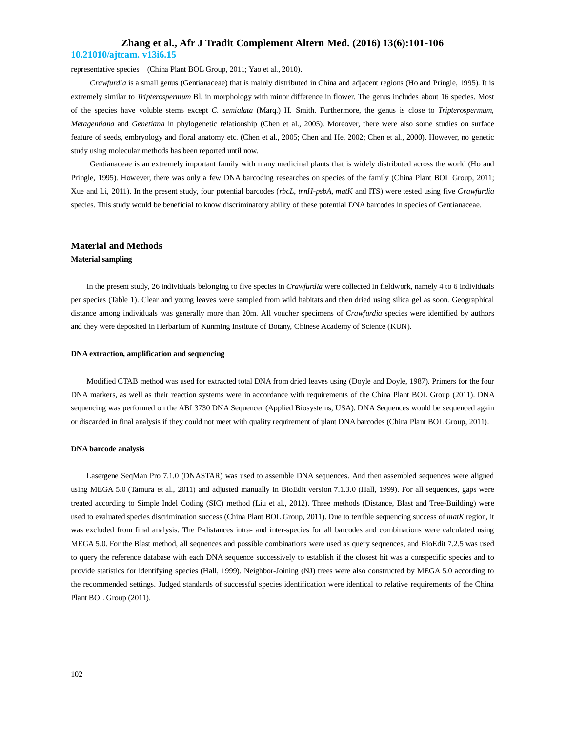representative species (China Plant BOL Group, 2011; Yao et al., 2010).

*Crawfurdia* is a small genus (Gentianaceae) that is mainly distributed in China and adjacent regions (Ho and Pringle, 1995). It is extremely similar to *Tripterospermum* Bl. in morphology with minor difference in flower. The genus includes about 16 species. Most of the species have voluble stems except *C. semialata* (Marq.) H. Smith. Furthermore, the genus is close to *Tripterospermum*, *Metagentiana* and *Genetiana* in phylogenetic relationship (Chen et al., 2005). Moreover, there were also some studies on surface feature of seeds, embryology and floral anatomy etc. (Chen et al., 2005; Chen and He, 2002; Chen et al., 2000). However, no genetic study using molecular methods has been reported until now.

Gentianaceae is an extremely important family with many medicinal plants that is widely distributed across the world (Ho and Pringle, 1995). However, there was only a few DNA barcoding researches on species of the family (China Plant BOL Group, 2011; Xue and Li, 2011). In the present study, four potential barcodes (*rbcL*, *trnH-psbA*, *matK* and ITS) were tested using five *Crawfurdia* species. This study would be beneficial to know discriminatory ability of these potential DNA barcodes in species of Gentianaceae.

## Material and Methods

### Material sampling

In the present study, 26 individuals belonging to five species in *Crawfurdia* were collected in fieldwork, namely 4 to 6 individuals per species (Table 1). Clear and young leaves were sampled from wild habitats and then dried using silica gel as soon. Geographical distance among individuals was generally more than 20m. All voucher specimens of *Crawfurdia* species were identified by authors and they were deposited in Herbarium of Kunming Institute of Botany, Chinese Academy of Science (KUN).

### DNA extraction, amplification and sequencing

Modified CTAB method was used for extracted total DNA from dried leaves using (Doyle and Doyle, 1987). Primers for the four DNA markers, as well as their reaction systems were in accordance with requirements of the China Plant BOL Group (2011). DNA sequencing was performed on the ABI 3730 DNA Sequencer (Applied Biosystems, USA). DNA Sequences would be sequenced again or discarded in final analysis if they could not meet with quality requirement of plant DNA barcodes (China Plant BOL Group, 2011).

### DNA barcode analysis

Lasergene SeqMan Pro 7.1.0 (DNASTAR) was used to assemble DNA sequences. And then assembled sequences were aligned using MEGA 5.0 (Tamura et al., 2011) and adjusted manually in BioEdit version 7.1.3.0 (Hall, 1999). For all sequences, gaps were treated according to Simple Indel Coding (SIC) method (Liu et al., 2012). Three methods (Distance, Blast and Tree-Building) were used to evaluated species discrimination success (China Plant BOL Group, 2011). Due to terrible sequencing success of *matK* region, it was excluded from final analysis. The P-distances intra- and inter-species for all barcodes and combinations were calculated using MEGA 5.0. For the Blast method, all sequences and possible combinations were used as query sequences, and BioEdit 7.2.5 was used to query the reference database with each DNA sequence successively to establish if the closest hit was a conspecific species and to provide statistics for identifying species (Hall, 1999). Neighbor-Joining (NJ) trees were also constructed by MEGA 5.0 according to the recommended settings. Judged standards of successful species identification were identical to relative requirements of the China Plant BOL Group (2011).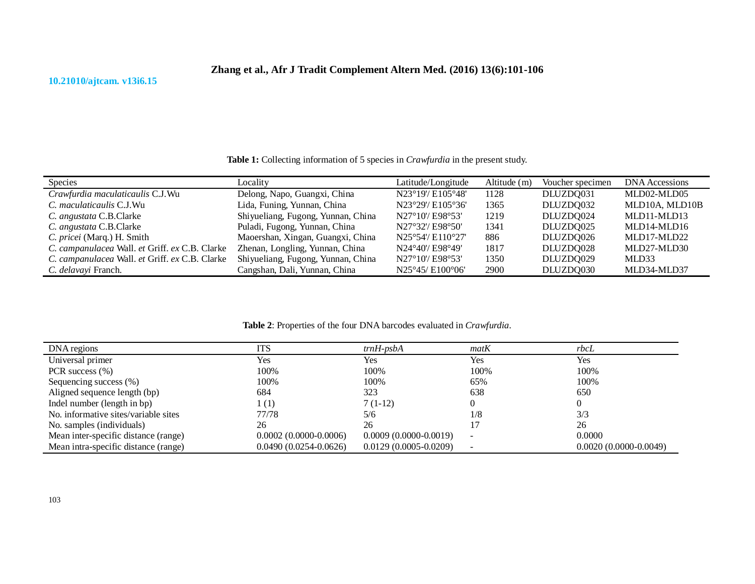**Table 1:** Collecting information of 5 species in *Crawfurdia* in the present study.

| Species | Locality | Latitude/Longitude | Altitude (m) | Voucher specimen | DNA Accessions |
|---|---|---|---|---|---|
| *Crawfurdia maculaticaulis* C.J.Wu | Delong, Napo, Guangxi, China | N23°19'/ E105°48' | 1128 | DLUZDQ031 | MLD02-MLD05 |
| *C. maculaticaulis* C.J.Wu | Lida, Funing, Yunnan, China | N23°29'/ E105°36' | 1365 | DLUZDQ032 | MLD10A, MLD10B |
| *C. angustata* C.B.Clarke | Shiyueliang, Fugong, Yunnan, China | N27°10'/ E98°53' | 1219 | DLUZDQ024 | MLD11-MLD13 |
| *C. angustata* C.B.Clarke | Puladi, Fugong, Yunnan, China | N27°32'/ E98°50' | 1341 | DLUZDQ025 | MLD14-MLD16 |
| *C. pricei* (Marq.) H. Smith | Maoershan, Xingan, Guangxi, China | N25°54'/ E110°27' | 886 | DLUZDQ026 | MLD17-MLD22 |
| *C. campanulacea* Wall. *et* Griff. *ex* C.B. Clarke | Zhenan, Longling, Yunnan, China | N24°40'/ E98°49' | 1817 | DLUZDQ028 | MLD27-MLD30 |
| *C. campanulacea* Wall. *et* Griff. *ex* C.B. Clarke | Shiyueliang, Fugong, Yunnan, China | N27°10'/ E98°53' | 1350 | DLUZDQ029 | MLD33 |
| *C. delavayi* Franch. | Cangshan, Dali, Yunnan, China | N25°45/ E100°06' | 2900 | DLUZDQ030 | MLD34-MLD37 |

**Table 2**: Properties of the four DNA barcodes evaluated in *Crawfurdia*.

| DNA regions | ITS | *trnH-psbA* | *matK* | *rbcL* |
|---|---|---|---|---|
| Universal primer | Yes | Yes | Yes | Yes |
| PCR success (%) | 100% | 100% | 100% | 100% |
| Sequencing success (%) | 100% | 100% | 65% | 100% |
| Aligned sequence length (bp) | 684 | 323 | 638 | 650 |
| Indel number (length in bp) | 1 (1) | 7 (1-12) | 0 | 0 |
| No. informative sites/variable sites | 77/78 | 5/6 | 1/8 | 3/3 |
| No. samples (individuals) | 26 | 26 | 17 | 26 |
| Mean inter-specific distance (range) | 0.0002 (0.0000-0.0006) | 0.0009 (0.0000-0.0019) | - | 0.0000 |
| Mean intra-specific distance (range) | 0.0490 (0.0254-0.0626) | 0.0129 (0.0005-0.0209) | - | 0.0020 (0.0000-0.0049) |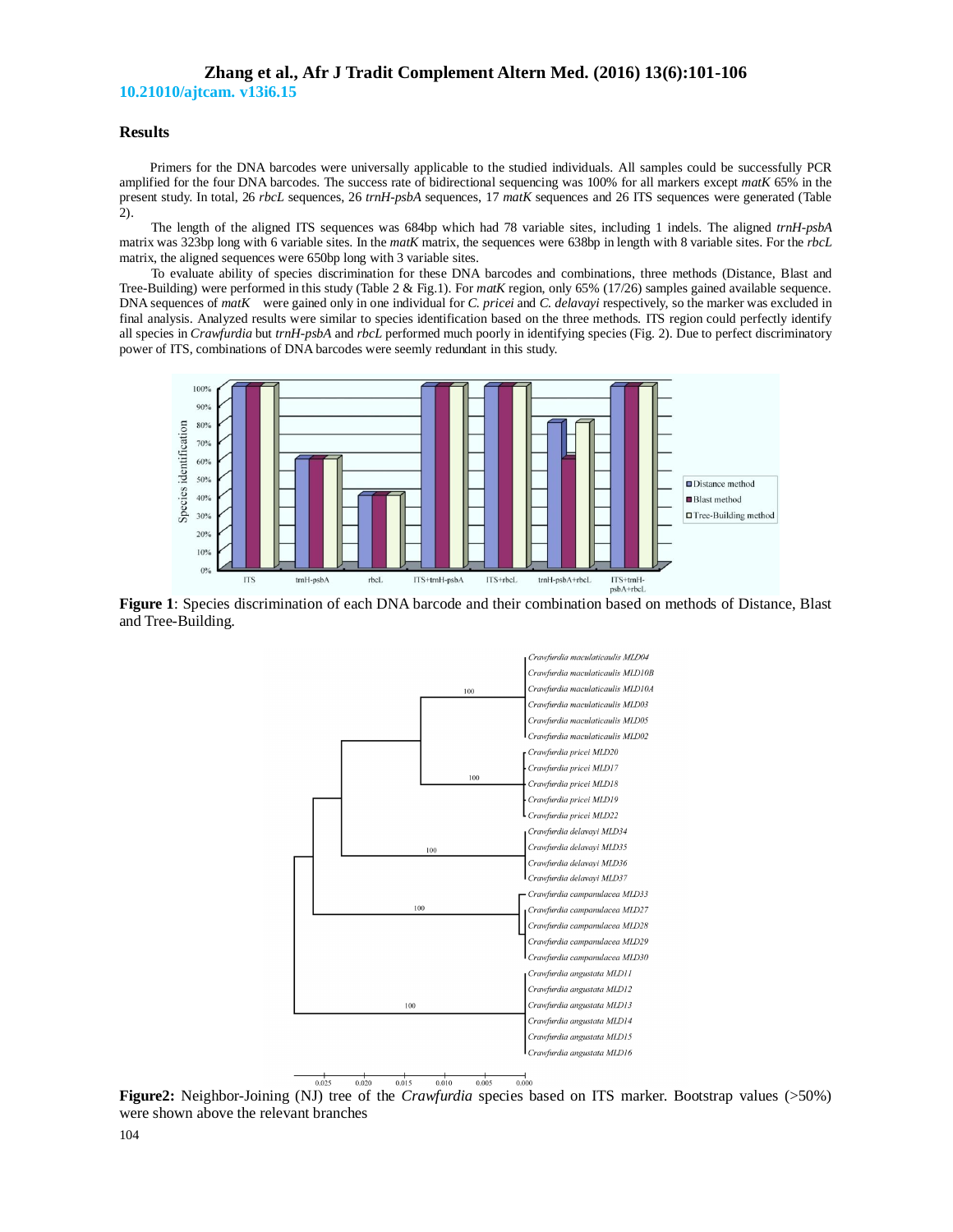## Results

Primers for the DNA barcodes were universally applicable to the studied individuals. All samples could be successfully PCR amplified for the four DNA barcodes. The success rate of bidirectional sequencing was 100% for all markers except *matK* 65% in the present study. In total, 26 *rbcL* sequences, 26 *trnH-psbA* sequences, 17 *matK* sequences and 26 ITS sequences were generated (Table 2).

The length of the aligned ITS sequences was 684bp which had 78 variable sites, including 1 indels. The aligned *trnH-psbA* matrix was 323bp long with 6 variable sites. In the *matK* matrix, the sequences were 638bp in length with 8 variable sites. For the *rbcL* matrix, the aligned sequences were 650bp long with 3 variable sites.

To evaluate ability of species discrimination for these DNA barcodes and combinations, three methods (Distance, Blast and Tree-Building) were performed in this study (Table 2 & Fig.1). For *matK* region, only 65% (17/26) samples gained available sequence. DNA sequences of *matK* were gained only in one individual for *C. pricei* and *C. delavayi* respectively, so the marker was excluded in final analysis. Analyzed results were similar to species identification based on the three methods. ITS region could perfectly identify all species in *Crawfurdia* but *trnH-psbA* and *rbcL* performed much poorly in identifying species (Fig. 2). Due to perfect discriminatory power of ITS, combinations of DNA barcodes were seemly redundant in this study.

**Figure 1**: Species discrimination of each DNA barcode and their combination based on methods of Distance, Blast and Tree-Building.

**Figure2:** Neighbor-Joining (NJ) tree of the *Crawfurdia* species based on ITS marker. Bootstrap values (>50%) were shown above the relevant branches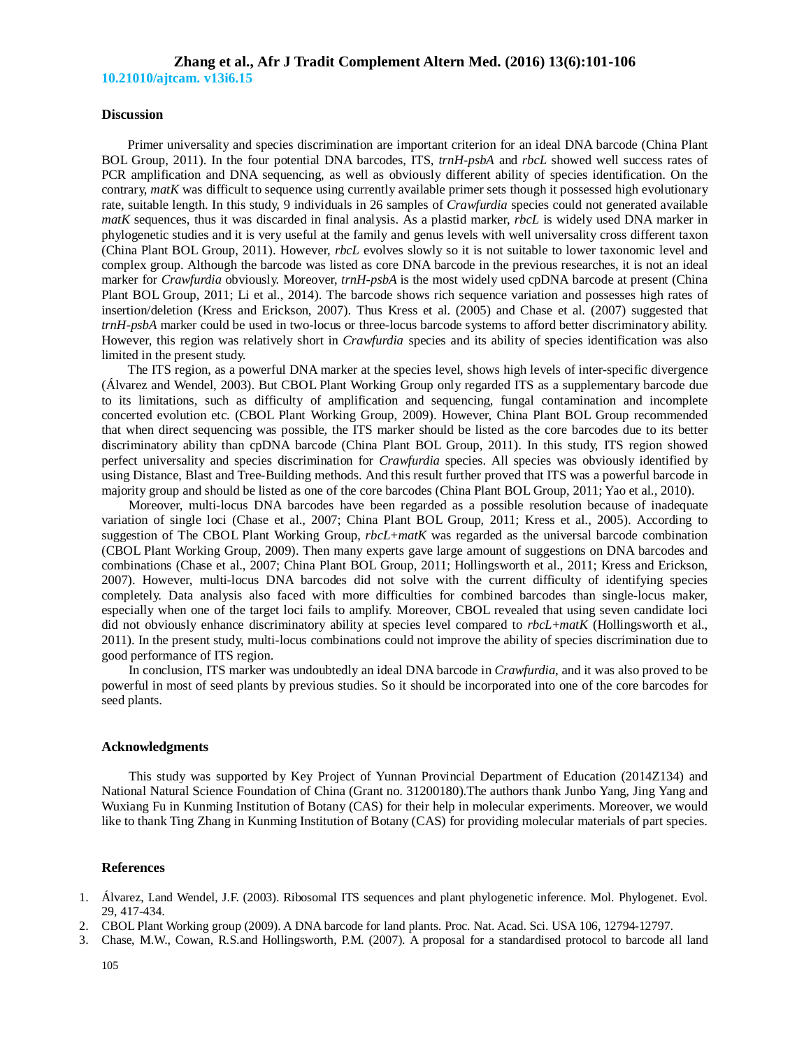## Discussion

Primer universality and species discrimination are important criterion for an ideal DNA barcode (China Plant BOL Group, 2011). In the four potential DNA barcodes, ITS, *trnH-psbA* and *rbcL* showed well success rates of PCR amplification and DNA sequencing, as well as obviously different ability of species identification. On the contrary, *matK* was difficult to sequence using currently available primer sets though it possessed high evolutionary rate, suitable length. In this study, 9 individuals in 26 samples of *Crawfurdia* species could not generated available *matK* sequences, thus it was discarded in final analysis. As a plastid marker, *rbcL* is widely used DNA marker in phylogenetic studies and it is very useful at the family and genus levels with well universality cross different taxon (China Plant BOL Group, 2011). However, *rbcL* evolves slowly so it is not suitable to lower taxonomic level and complex group. Although the barcode was listed as core DNA barcode in the previous researches, it is not an ideal marker for *Crawfurdia* obviously. Moreover, *trnH-psbA* is the most widely used cpDNA barcode at present (China Plant BOL Group, 2011; Li et al., 2014). The barcode shows rich sequence variation and possesses high rates of insertion/deletion (Kress and Erickson, 2007). Thus Kress et al. (2005) and Chase et al. (2007) suggested that *trnH-psbA* marker could be used in two-locus or three-locus barcode systems to afford better discriminatory ability. However, this region was relatively short in *Crawfurdia* species and its ability of species identification was also limited in the present study.

The ITS region, as a powerful DNA marker at the species level, shows high levels of inter-specific divergence (Álvarez and Wendel, 2003). But CBOL Plant Working Group only regarded ITS as a supplementary barcode due to its limitations, such as difficulty of amplification and sequencing, fungal contamination and incomplete concerted evolution etc. (CBOL Plant Working Group, 2009). However, China Plant BOL Group recommended that when direct sequencing was possible, the ITS marker should be listed as the core barcodes due to its better discriminatory ability than cpDNA barcode (China Plant BOL Group, 2011). In this study, ITS region showed perfect universality and species discrimination for *Crawfurdia* species. All species was obviously identified by using Distance, Blast and Tree-Building methods. And this result further proved that ITS was a powerful barcode in majority group and should be listed as one of the core barcodes (China Plant BOL Group, 2011; Yao et al., 2010).

Moreover, multi-locus DNA barcodes have been regarded as a possible resolution because of inadequate variation of single loci (Chase et al., 2007; China Plant BOL Group, 2011; Kress et al., 2005). According to suggestion of The CBOL Plant Working Group, *rbcL+matK* was regarded as the universal barcode combination (CBOL Plant Working Group, 2009). Then many experts gave large amount of suggestions on DNA barcodes and combinations (Chase et al., 2007; China Plant BOL Group, 2011; Hollingsworth et al., 2011; Kress and Erickson, 2007). However, multi-locus DNA barcodes did not solve with the current difficulty of identifying species completely. Data analysis also faced with more difficulties for combined barcodes than single-locus maker, especially when one of the target loci fails to amplify. Moreover, CBOL revealed that using seven candidate loci did not obviously enhance discriminatory ability at species level compared to *rbcL+matK* (Hollingsworth et al., 2011). In the present study, multi-locus combinations could not improve the ability of species discrimination due to good performance of ITS region.

In conclusion, ITS marker was undoubtedly an ideal DNA barcode in *Crawfurdia*, and it was also proved to be powerful in most of seed plants by previous studies. So it should be incorporated into one of the core barcodes for seed plants.

## Acknowledgments

This study was supported by Key Project of Yunnan Provincial Department of Education (2014Z134) and National Natural Science Foundation of China (Grant no. 31200180).The authors thank Junbo Yang, Jing Yang and Wuxiang Fu in Kunming Institution of Botany (CAS) for their help in molecular experiments. Moreover, we would like to thank Ting Zhang in Kunming Institution of Botany (CAS) for providing molecular materials of part species.

## References

1. Álvarez, I.and Wendel, J.F. (2003). Ribosomal ITS sequences and plant phylogenetic inference. Mol. Phylogenet. Evol. 29, 417-434.
2. CBOL Plant Working group (2009). A DNA barcode for land plants. Proc. Nat. Acad. Sci. USA 106, 12794-12797.
3. Chase, M.W., Cowan, R.S.and Hollingsworth, P.M. (2007). A proposal for a standardised protocol to barcode all land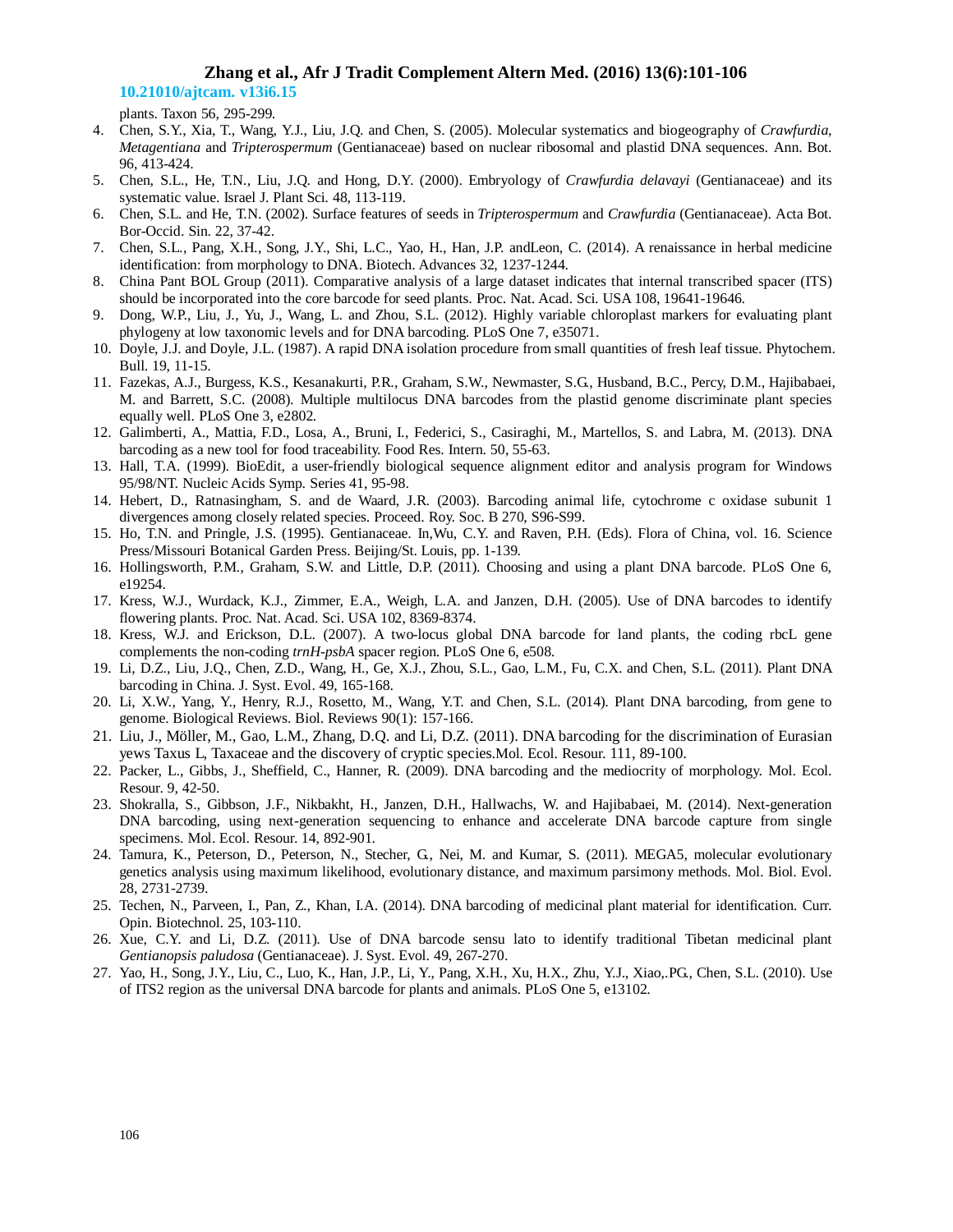plants. Taxon 56, 295-299.

4. Chen, S.Y., Xia, T., Wang, Y.J., Liu, J.Q. and Chen, S. (2005). Molecular systematics and biogeography of *Crawfurdia*, *Metagentiana* and *Tripterospermum* (Gentianaceae) based on nuclear ribosomal and plastid DNA sequences. Ann. Bot. 96, 413-424.
5. Chen, S.L., He, T.N., Liu, J.Q. and Hong, D.Y. (2000). Embryology of *Crawfurdia delavayi* (Gentianaceae) and its systematic value. Israel J. Plant Sci. 48, 113-119.
6. Chen, S.L. and He, T.N. (2002). Surface features of seeds in *Tripterospermum* and *Crawfurdia* (Gentianaceae). Acta Bot. Bor-Occid. Sin. 22, 37-42.
7. Chen, S.L., Pang, X.H., Song, J.Y., Shi, L.C., Yao, H., Han, J.P. andLeon, C. (2014). A renaissance in herbal medicine identification: from morphology to DNA. Biotech. Advances 32, 1237-1244.
8. China Pant BOL Group (2011). Comparative analysis of a large dataset indicates that internal transcribed spacer (ITS) should be incorporated into the core barcode for seed plants. Proc. Nat. Acad. Sci. USA 108, 19641-19646.
9. Dong, W.P., Liu, J., Yu, J., Wang, L. and Zhou, S.L. (2012). Highly variable chloroplast markers for evaluating plant phylogeny at low taxonomic levels and for DNA barcoding. PLoS One 7, e35071.
10. Doyle, J.J. and Doyle, J.L. (1987). A rapid DNA isolation procedure from small quantities of fresh leaf tissue. Phytochem. Bull. 19, 11-15.
11. Fazekas, A.J., Burgess, K.S., Kesanakurti, P.R., Graham, S.W., Newmaster, S.G., Husband, B.C., Percy, D.M., Hajibabaei, M. and Barrett, S.C. (2008). Multiple multilocus DNA barcodes from the plastid genome discriminate plant species equally well. PLoS One 3, e2802.
12. Galimberti, A., Mattia, F.D., Losa, A., Bruni, I., Federici, S., Casiraghi, M., Martellos, S. and Labra, M. (2013). DNA barcoding as a new tool for food traceability. Food Res. Intern. 50, 55-63.
13. Hall, T.A. (1999). BioEdit, a user-friendly biological sequence alignment editor and analysis program for Windows 95/98/NT. Nucleic Acids Symp. Series 41, 95-98.
14. Hebert, D., Ratnasingham, S. and de Waard, J.R. (2003). Barcoding animal life, cytochrome c oxidase subunit 1 divergences among closely related species. Proceed. Roy. Soc. B 270, S96-S99.
15. Ho, T.N. and Pringle, J.S. (1995). Gentianaceae. In,Wu, C.Y. and Raven, P.H. (Eds). Flora of China, vol. 16. Science Press/Missouri Botanical Garden Press. Beijing/St. Louis, pp. 1-139.
16. Hollingsworth, P.M., Graham, S.W. and Little, D.P. (2011). Choosing and using a plant DNA barcode. PLoS One 6, e19254.
17. Kress, W.J., Wurdack, K.J., Zimmer, E.A., Weigh, L.A. and Janzen, D.H. (2005). Use of DNA barcodes to identify flowering plants. Proc. Nat. Acad. Sci. USA 102, 8369-8374.
18. Kress, W.J. and Erickson, D.L. (2007). A two-locus global DNA barcode for land plants, the coding rbcL gene complements the non-coding *trnH-psbA* spacer region. PLoS One 6, e508.
19. Li, D.Z., Liu, J.Q., Chen, Z.D., Wang, H., Ge, X.J., Zhou, S.L., Gao, L.M., Fu, C.X. and Chen, S.L. (2011). Plant DNA barcoding in China. J. Syst. Evol. 49, 165-168.
20. Li, X.W., Yang, Y., Henry, R.J., Rosetto, M., Wang, Y.T. and Chen, S.L. (2014). Plant DNA barcoding, from gene to genome. Biological Reviews. Biol. Reviews 90(1): 157-166.
21. Liu, J., Möller, M., Gao, L.M., Zhang, D.Q. and Li, D.Z. (2011). DNA barcoding for the discrimination of Eurasian yews Taxus L, Taxaceae and the discovery of cryptic species.Mol. Ecol. Resour. 111, 89-100.
22. Packer, L., Gibbs, J., Sheffield, C., Hanner, R. (2009). DNA barcoding and the mediocrity of morphology. Mol. Ecol. Resour. 9, 42-50.
23. Shokralla, S., Gibbson, J.F., Nikbakht, H., Janzen, D.H., Hallwachs, W. and Hajibabaei, M. (2014). Next-generation DNA barcoding, using next-generation sequencing to enhance and accelerate DNA barcode capture from single specimens. Mol. Ecol. Resour. 14, 892-901.
24. Tamura, K., Peterson, D., Peterson, N., Stecher, G., Nei, M. and Kumar, S. (2011). MEGA5, molecular evolutionary genetics analysis using maximum likelihood, evolutionary distance, and maximum parsimony methods. Mol. Biol. Evol. 28, 2731-2739.
25. Techen, N., Parveen, I., Pan, Z., Khan, I.A. (2014). DNA barcoding of medicinal plant material for identification. Curr. Opin. Biotechnol. 25, 103-110.
26. Xue, C.Y. and Li, D.Z. (2011). Use of DNA barcode sensu lato to identify traditional Tibetan medicinal plant *Gentianopsis paludosa* (Gentianaceae). J. Syst. Evol. 49, 267-270.
27. Yao, H., Song, J.Y., Liu, C., Luo, K., Han, J.P., Li, Y., Pang, X.H., Xu, H.X., Zhu, Y.J., Xiao,.PG., Chen, S.L. (2010). Use of ITS2 region as the universal DNA barcode for plants and animals. PLoS One 5, e13102.